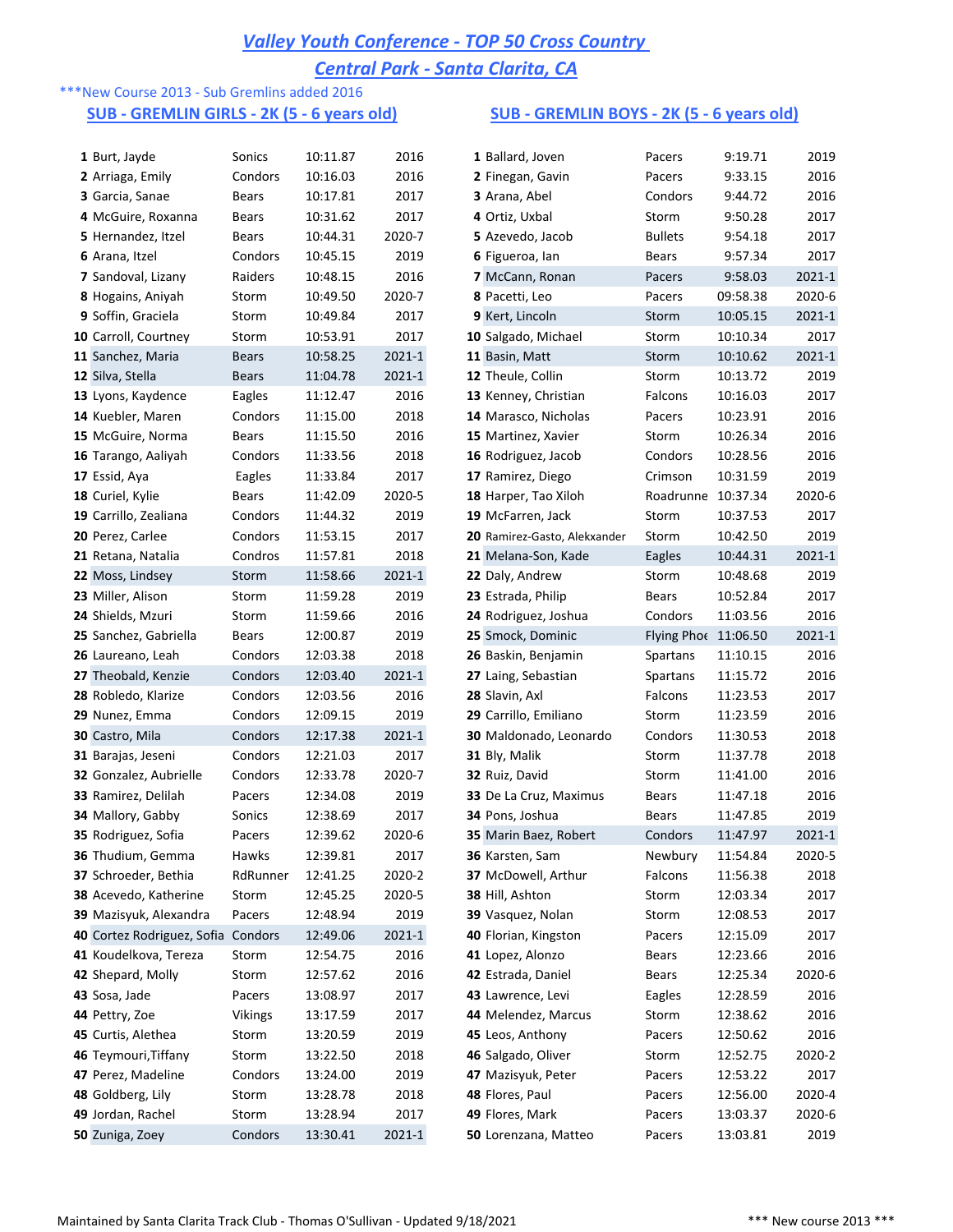# Valley Youth Conference - TOP 50 Cross Country

## Central Park - Santa Clarita, CA

***New Course 2013 - Sub Gremlins added 2016

### SUB - GREMLIN GIRLS - 2K (5 - 6 years old)

| Rank | Name | Team | Time | Year |
|---|---|---|---|---|
| 1 | Burt, Jayde | Sonics | 10:11.87 | 2016 |
| 2 | Arriaga, Emily | Condors | 10:16.03 | 2016 |
| 3 | Garcia, Sanae | Bears | 10:17.81 | 2017 |
| 4 | McGuire, Roxanna | Bears | 10:31.62 | 2017 |
| 5 | Hernandez, Itzel | Bears | 10:44.31 | 2020-7 |
| 6 | Arana, Itzel | Condors | 10:45.15 | 2019 |
| 7 | Sandoval, Lizany | Raiders | 10:48.15 | 2016 |
| 8 | Hogains, Aniyah | Storm | 10:49.50 | 2020-7 |
| 9 | Soffin, Graciela | Storm | 10:49.84 | 2017 |
| 10 | Carroll, Courtney | Storm | 10:53.91 | 2017 |
| 11 | Sanchez, Maria | Bears | 10:58.25 | 2021-1 |
| 12 | Silva, Stella | Bears | 11:04.78 | 2021-1 |
| 13 | Lyons, Kaydence | Eagles | 11:12.47 | 2016 |
| 14 | Kuebler, Maren | Condors | 11:15.00 | 2018 |
| 15 | McGuire, Norma | Bears | 11:15.50 | 2016 |
| 16 | Tarango, Aaliyah | Condors | 11:33.56 | 2018 |
| 17 | Essid, Aya | Eagles | 11:33.84 | 2017 |
| 18 | Curiel, Kylie | Bears | 11:42.09 | 2020-5 |
| 19 | Carrillo, Zealiana | Condors | 11:44.32 | 2019 |
| 20 | Perez, Carlee | Condors | 11:53.15 | 2017 |
| 21 | Retana, Natalia | Condros | 11:57.81 | 2018 |
| 22 | Moss, Lindsey | Storm | 11:58.66 | 2021-1 |
| 23 | Miller, Alison | Storm | 11:59.28 | 2019 |
| 24 | Shields, Mzuri | Storm | 11:59.66 | 2016 |
| 25 | Sanchez, Gabriella | Bears | 12:00.87 | 2019 |
| 26 | Laureano, Leah | Condors | 12:03.38 | 2018 |
| 27 | Theobald, Kenzie | Condors | 12:03.40 | 2021-1 |
| 28 | Robledo, Klarize | Condors | 12:03.56 | 2016 |
| 29 | Nunez, Emma | Condors | 12:09.15 | 2019 |
| 30 | Castro, Mila | Condors | 12:17.38 | 2021-1 |
| 31 | Barajas, Jeseni | Condors | 12:21.03 | 2017 |
| 32 | Gonzalez, Aubrielle | Condors | 12:33.78 | 2020-7 |
| 33 | Ramirez, Delilah | Pacers | 12:34.08 | 2019 |
| 34 | Mallory, Gabby | Sonics | 12:38.69 | 2017 |
| 35 | Rodriguez, Sofia | Pacers | 12:39.62 | 2020-6 |
| 36 | Thudium, Gemma | Hawks | 12:39.81 | 2017 |
| 37 | Schroeder, Bethia | RdRunner | 12:41.25 | 2020-2 |
| 38 | Acevedo, Katherine | Storm | 12:45.25 | 2020-5 |
| 39 | Mazisyuk, Alexandra | Pacers | 12:48.94 | 2019 |
| 40 | Cortez Rodriguez, Sofia | Condors | 12:49.06 | 2021-1 |
| 41 | Koudelkova, Tereza | Storm | 12:54.75 | 2016 |
| 42 | Shepard, Molly | Storm | 12:57.62 | 2016 |
| 43 | Sosa, Jade | Pacers | 13:08.97 | 2017 |
| 44 | Pettry, Zoe | Vikings | 13:17.59 | 2017 |
| 45 | Curtis, Alethea | Storm | 13:20.59 | 2019 |
| 46 | Teymouri,Tiffany | Storm | 13:22.50 | 2018 |
| 47 | Perez, Madeline | Condors | 13:24.00 | 2019 |
| 48 | Goldberg, Lily | Storm | 13:28.78 | 2018 |
| 49 | Jordan, Rachel | Storm | 13:28.94 | 2017 |
| 50 | Zuniga, Zoey | Condors | 13:30.41 | 2021-1 |

### SUB - GREMLIN BOYS - 2K (5 - 6 years old)

| Rank | Name | Team | Time | Year |
|---|---|---|---|---|
| 1 | Ballard, Joven | Pacers | 9:19.71 | 2019 |
| 2 | Finegan, Gavin | Pacers | 9:33.15 | 2016 |
| 3 | Arana, Abel | Condors | 9:44.72 | 2016 |
| 4 | Ortiz, Uxbal | Storm | 9:50.28 | 2017 |
| 5 | Azevedo, Jacob | Bullets | 9:54.18 | 2017 |
| 6 | Figueroa, Ian | Bears | 9:57.34 | 2017 |
| 7 | McCann, Ronan | Pacers | 9:58.03 | 2021-1 |
| 8 | Pacetti, Leo | Pacers | 09:58.38 | 2020-6 |
| 9 | Kert, Lincoln | Storm | 10:05.15 | 2021-1 |
| 10 | Salgado, Michael | Storm | 10:10.34 | 2017 |
| 11 | Basin, Matt | Storm | 10:10.62 | 2021-1 |
| 12 | Theule, Collin | Storm | 10:13.72 | 2019 |
| 13 | Kenney, Christian | Falcons | 10:16.03 | 2017 |
| 14 | Marasco, Nicholas | Pacers | 10:23.91 | 2016 |
| 15 | Martinez, Xavier | Storm | 10:26.34 | 2016 |
| 16 | Rodriguez, Jacob | Condors | 10:28.56 | 2016 |
| 17 | Ramirez, Diego | Crimson | 10:31.59 | 2019 |
| 18 | Harper, Tao Xiloh | Roadrunne | 10:37.34 | 2020-6 |
| 19 | McFarren, Jack | Storm | 10:37.53 | 2017 |
| 20 | Ramirez-Gasto, Alekxander | Storm | 10:42.50 | 2019 |
| 21 | Melana-Son, Kade | Eagles | 10:44.31 | 2021-1 |
| 22 | Daly, Andrew | Storm | 10:48.68 | 2019 |
| 23 | Estrada, Philip | Bears | 10:52.84 | 2017 |
| 24 | Rodriguez, Joshua | Condors | 11:03.56 | 2016 |
| 25 | Smock, Dominic | Flying Phoe | 11:06.50 | 2021-1 |
| 26 | Baskin, Benjamin | Spartans | 11:10.15 | 2016 |
| 27 | Laing, Sebastian | Spartans | 11:15.72 | 2016 |
| 28 | Slavin, Axl | Falcons | 11:23.53 | 2017 |
| 29 | Carrillo, Emiliano | Storm | 11:23.59 | 2016 |
| 30 | Maldonado, Leonardo | Condors | 11:30.53 | 2018 |
| 31 | Bly, Malik | Storm | 11:37.78 | 2018 |
| 32 | Ruiz, David | Storm | 11:41.00 | 2016 |
| 33 | De La Cruz, Maximus | Bears | 11:47.18 | 2016 |
| 34 | Pons, Joshua | Bears | 11:47.85 | 2019 |
| 35 | Marin Baez, Robert | Condors | 11:47.97 | 2021-1 |
| 36 | Karsten, Sam | Newbury | 11:54.84 | 2020-5 |
| 37 | McDowell, Arthur | Falcons | 11:56.38 | 2018 |
| 38 | Hill, Ashton | Storm | 12:03.34 | 2017 |
| 39 | Vasquez, Nolan | Storm | 12:08.53 | 2017 |
| 40 | Florian, Kingston | Pacers | 12:15.09 | 2017 |
| 41 | Lopez, Alonzo | Bears | 12:23.66 | 2016 |
| 42 | Estrada, Daniel | Bears | 12:25.34 | 2020-6 |
| 43 | Lawrence, Levi | Eagles | 12:28.59 | 2016 |
| 44 | Melendez, Marcus | Storm | 12:38.62 | 2016 |
| 45 | Leos, Anthony | Pacers | 12:50.62 | 2016 |
| 46 | Salgado, Oliver | Storm | 12:52.75 | 2020-2 |
| 47 | Mazisyuk, Peter | Pacers | 12:53.22 | 2017 |
| 48 | Flores, Paul | Pacers | 12:56.00 | 2020-4 |
| 49 | Flores, Mark | Pacers | 13:03.37 | 2020-6 |
| 50 | Lorenzana, Matteo | Pacers | 13:03.81 | 2019 |

Maintained by Santa Clarita Track Club - Thomas O'Sullivan - Updated 9/18/2021

*** New course 2013 ***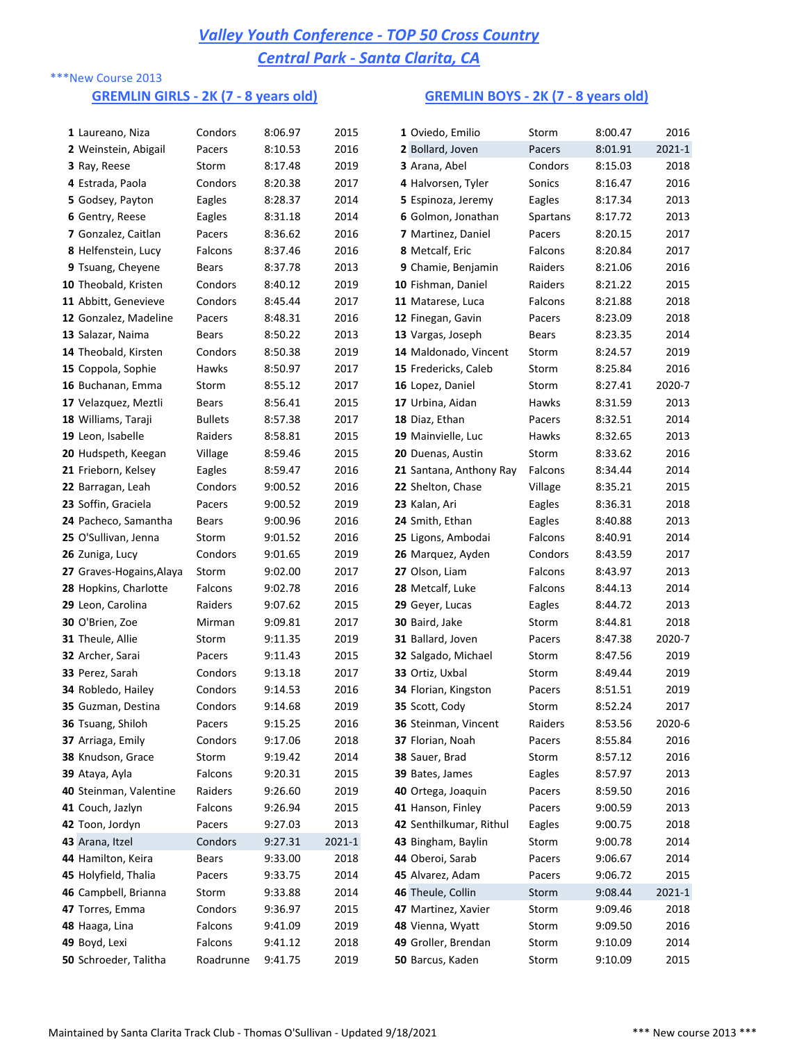# Valley Youth Conference - TOP 50 Cross Country

## Central Park - Santa Clarita, CA

***New Course 2013

### GREMLIN GIRLS - 2K (7 - 8 years old)

| # | Name | Team | Time | Year |
|---|---|---|---|---|
| 1 | Laureano, Niza | Condors | 8:06.97 | 2015 |
| 2 | Weinstein, Abigail | Pacers | 8:10.53 | 2016 |
| 3 | Ray, Reese | Storm | 8:17.48 | 2019 |
| 4 | Estrada, Paola | Condors | 8:20.38 | 2017 |
| 5 | Godsey, Payton | Eagles | 8:28.37 | 2014 |
| 6 | Gentry, Reese | Eagles | 8:31.18 | 2014 |
| 7 | Gonzalez, Caitlan | Pacers | 8:36.62 | 2016 |
| 8 | Helfenstein, Lucy | Falcons | 8:37.46 | 2016 |
| 9 | Tsuang, Cheyene | Bears | 8:37.78 | 2013 |
| 10 | Theobald, Kristen | Condors | 8:40.12 | 2019 |
| 11 | Abbitt, Genevieve | Condors | 8:45.44 | 2017 |
| 12 | Gonzalez, Madeline | Pacers | 8:48.31 | 2016 |
| 13 | Salazar, Naima | Bears | 8:50.22 | 2013 |
| 14 | Theobald, Kirsten | Condors | 8:50.38 | 2019 |
| 15 | Coppola, Sophie | Hawks | 8:50.97 | 2017 |
| 16 | Buchanan, Emma | Storm | 8:55.12 | 2017 |
| 17 | Velazquez, Meztli | Bears | 8:56.41 | 2015 |
| 18 | Williams, Taraji | Bullets | 8:57.38 | 2017 |
| 19 | Leon, Isabelle | Raiders | 8:58.81 | 2015 |
| 20 | Hudspeth, Keegan | Village | 8:59.46 | 2015 |
| 21 | Frieborn, Kelsey | Eagles | 8:59.47 | 2016 |
| 22 | Barragan, Leah | Condors | 9:00.52 | 2016 |
| 23 | Soffin, Graciela | Pacers | 9:00.52 | 2019 |
| 24 | Pacheco, Samantha | Bears | 9:00.96 | 2016 |
| 25 | O'Sullivan, Jenna | Storm | 9:01.52 | 2016 |
| 26 | Zuniga, Lucy | Condors | 9:01.65 | 2019 |
| 27 | Graves-Hogains,Alaya | Storm | 9:02.00 | 2017 |
| 28 | Hopkins, Charlotte | Falcons | 9:02.78 | 2016 |
| 29 | Leon, Carolina | Raiders | 9:07.62 | 2015 |
| 30 | O'Brien, Zoe | Mirman | 9:09.81 | 2017 |
| 31 | Theule, Allie | Storm | 9:11.35 | 2019 |
| 32 | Archer, Sarai | Pacers | 9:11.43 | 2015 |
| 33 | Perez, Sarah | Condors | 9:13.18 | 2017 |
| 34 | Robledo, Hailey | Condors | 9:14.53 | 2016 |
| 35 | Guzman, Destina | Condors | 9:14.68 | 2019 |
| 36 | Tsuang, Shiloh | Pacers | 9:15.25 | 2016 |
| 37 | Arriaga, Emily | Condors | 9:17.06 | 2018 |
| 38 | Knudson, Grace | Storm | 9:19.42 | 2014 |
| 39 | Ataya, Ayla | Falcons | 9:20.31 | 2015 |
| 40 | Steinman, Valentine | Raiders | 9:26.60 | 2019 |
| 41 | Couch, Jazlyn | Falcons | 9:26.94 | 2015 |
| 42 | Toon, Jordyn | Pacers | 9:27.03 | 2013 |
| 43 | Arana, Itzel | Condors | 9:27.31 | 2021-1 |
| 44 | Hamilton, Keira | Bears | 9:33.00 | 2018 |
| 45 | Holyfield, Thalia | Pacers | 9:33.75 | 2014 |
| 46 | Campbell, Brianna | Storm | 9:33.88 | 2014 |
| 47 | Torres, Emma | Condors | 9:36.97 | 2015 |
| 48 | Haaga, Lina | Falcons | 9:41.09 | 2019 |
| 49 | Boyd, Lexi | Falcons | 9:41.12 | 2018 |
| 50 | Schroeder, Talitha | Roadrunne | 9:41.75 | 2019 |

### GREMLIN BOYS - 2K (7 - 8 years old)

| # | Name | Team | Time | Year |
|---|---|---|---|---|
| 1 | Oviedo, Emilio | Storm | 8:00.47 | 2016 |
| 2 | Bollard, Joven | Pacers | 8:01.91 | 2021-1 |
| 3 | Arana, Abel | Condors | 8:15.03 | 2018 |
| 4 | Halvorsen, Tyler | Sonics | 8:16.47 | 2016 |
| 5 | Espinoza, Jeremy | Eagles | 8:17.34 | 2013 |
| 6 | Golmon, Jonathan | Spartans | 8:17.72 | 2013 |
| 7 | Martinez, Daniel | Pacers | 8:20.15 | 2017 |
| 8 | Metcalf, Eric | Falcons | 8:20.84 | 2017 |
| 9 | Chamie, Benjamin | Raiders | 8:21.06 | 2016 |
| 10 | Fishman, Daniel | Raiders | 8:21.22 | 2015 |
| 11 | Matarese, Luca | Falcons | 8:21.88 | 2018 |
| 12 | Finegan, Gavin | Pacers | 8:23.09 | 2018 |
| 13 | Vargas, Joseph | Bears | 8:23.35 | 2014 |
| 14 | Maldonado, Vincent | Storm | 8:24.57 | 2019 |
| 15 | Fredericks, Caleb | Storm | 8:25.84 | 2016 |
| 16 | Lopez, Daniel | Storm | 8:27.41 | 2020-7 |
| 17 | Urbina, Aidan | Hawks | 8:31.59 | 2013 |
| 18 | Diaz, Ethan | Pacers | 8:32.51 | 2014 |
| 19 | Mainvielle, Luc | Hawks | 8:32.65 | 2013 |
| 20 | Duenas, Austin | Storm | 8:33.62 | 2016 |
| 21 | Santana, Anthony Ray | Falcons | 8:34.44 | 2014 |
| 22 | Shelton, Chase | Village | 8:35.21 | 2015 |
| 23 | Kalan, Ari | Eagles | 8:36.31 | 2018 |
| 24 | Smith, Ethan | Eagles | 8:40.88 | 2013 |
| 25 | Ligons, Ambodai | Falcons | 8:40.91 | 2014 |
| 26 | Marquez, Ayden | Condors | 8:43.59 | 2017 |
| 27 | Olson, Liam | Falcons | 8:43.97 | 2013 |
| 28 | Metcalf, Luke | Falcons | 8:44.13 | 2014 |
| 29 | Geyer, Lucas | Eagles | 8:44.72 | 2013 |
| 30 | Baird, Jake | Storm | 8:44.81 | 2018 |
| 31 | Ballard, Joven | Pacers | 8:47.38 | 2020-7 |
| 32 | Salgado, Michael | Storm | 8:47.56 | 2019 |
| 33 | Ortiz, Uxbal | Storm | 8:49.44 | 2019 |
| 34 | Florian, Kingston | Pacers | 8:51.51 | 2019 |
| 35 | Scott, Cody | Storm | 8:52.24 | 2017 |
| 36 | Steinman, Vincent | Raiders | 8:53.56 | 2020-6 |
| 37 | Florian, Noah | Pacers | 8:55.84 | 2016 |
| 38 | Sauer, Brad | Storm | 8:57.12 | 2016 |
| 39 | Bates, James | Eagles | 8:57.97 | 2013 |
| 40 | Ortega, Joaquin | Pacers | 8:59.50 | 2016 |
| 41 | Hanson, Finley | Pacers | 9:00.59 | 2013 |
| 42 | Senthilkumar, Rithul | Eagles | 9:00.75 | 2018 |
| 43 | Bingham, Baylin | Storm | 9:00.78 | 2014 |
| 44 | Oberoi, Sarab | Pacers | 9:06.67 | 2014 |
| 45 | Alvarez, Adam | Pacers | 9:06.72 | 2015 |
| 46 | Theule, Collin | Storm | 9:08.44 | 2021-1 |
| 47 | Martinez, Xavier | Storm | 9:09.46 | 2018 |
| 48 | Vienna, Wyatt | Storm | 9:09.50 | 2016 |
| 49 | Groller, Brendan | Storm | 9:10.09 | 2014 |
| 50 | Barcus, Kaden | Storm | 9:10.09 | 2015 |

Maintained by Santa Clarita Track Club - Thomas O'Sullivan - Updated 9/18/2021

*** New course 2013 ***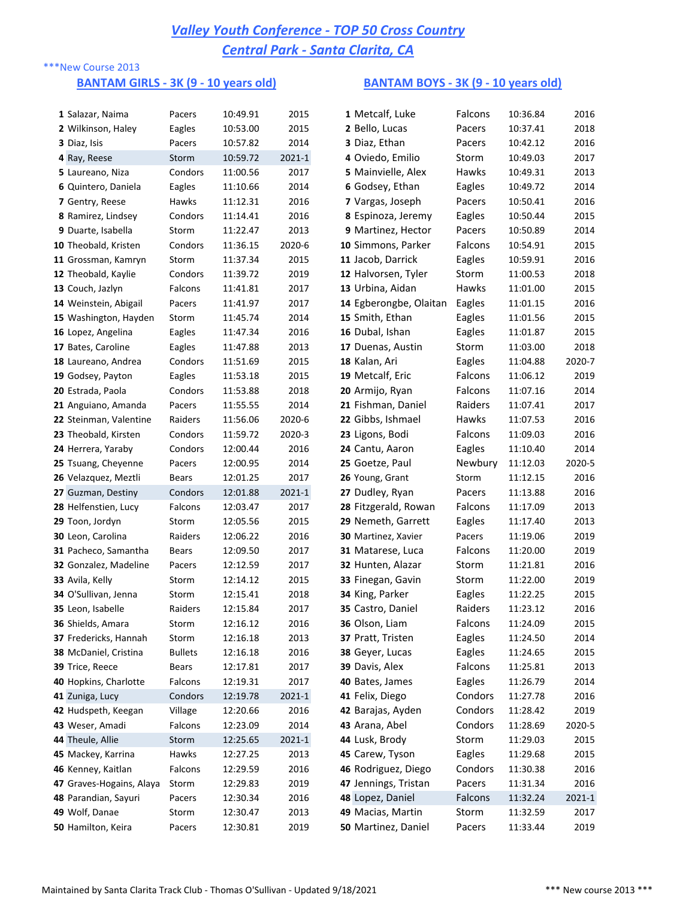# Valley Youth Conference - TOP 50 Cross Country

## Central Park - Santa Clarita, CA

***New Course 2013

### BANTAM GIRLS - 3K (9 - 10 years old)

| # | Name | Team | Time | Year |
|---|---|---|---|---|
| 1 | Salazar, Naima | Pacers | 10:49.91 | 2015 |
| 2 | Wilkinson, Haley | Eagles | 10:53.00 | 2015 |
| 3 | Diaz, Isis | Pacers | 10:57.82 | 2014 |
| 4 | Ray, Reese | Storm | 10:59.72 | 2021-1 |
| 5 | Laureano, Niza | Condors | 11:00.56 | 2017 |
| 6 | Quintero, Daniela | Eagles | 11:10.66 | 2014 |
| 7 | Gentry, Reese | Hawks | 11:12.31 | 2016 |
| 8 | Ramirez, Lindsey | Condors | 11:14.41 | 2016 |
| 9 | Duarte, Isabella | Storm | 11:22.47 | 2013 |
| 10 | Theobald, Kristen | Condors | 11:36.15 | 2020-6 |
| 11 | Grossman, Kamryn | Storm | 11:37.34 | 2015 |
| 12 | Theobald, Kaylie | Condors | 11:39.72 | 2019 |
| 13 | Couch, Jazlyn | Falcons | 11:41.81 | 2017 |
| 14 | Weinstein, Abigail | Pacers | 11:41.97 | 2017 |
| 15 | Washington, Hayden | Storm | 11:45.74 | 2014 |
| 16 | Lopez, Angelina | Eagles | 11:47.34 | 2016 |
| 17 | Bates, Caroline | Eagles | 11:47.88 | 2013 |
| 18 | Laureano, Andrea | Condors | 11:51.69 | 2015 |
| 19 | Godsey, Payton | Eagles | 11:53.18 | 2015 |
| 20 | Estrada, Paola | Condors | 11:53.88 | 2018 |
| 21 | Anguiano, Amanda | Pacers | 11:55.55 | 2014 |
| 22 | Steinman, Valentine | Raiders | 11:56.06 | 2020-6 |
| 23 | Theobald, Kirsten | Condors | 11:59.72 | 2020-3 |
| 24 | Herrera, Yaraby | Condors | 12:00.44 | 2016 |
| 25 | Tsuang, Cheyenne | Pacers | 12:00.95 | 2014 |
| 26 | Velazquez, Meztli | Bears | 12:01.25 | 2017 |
| 27 | Guzman, Destiny | Condors | 12:01.88 | 2021-1 |
| 28 | Helfenstien, Lucy | Falcons | 12:03.47 | 2017 |
| 29 | Toon, Jordyn | Storm | 12:05.56 | 2015 |
| 30 | Leon, Carolina | Raiders | 12:06.22 | 2016 |
| 31 | Pacheco, Samantha | Bears | 12:09.50 | 2017 |
| 32 | Gonzalez, Madeline | Pacers | 12:12.59 | 2017 |
| 33 | Avila, Kelly | Storm | 12:14.12 | 2015 |
| 34 | O'Sullivan, Jenna | Storm | 12:15.41 | 2018 |
| 35 | Leon, Isabelle | Raiders | 12:15.84 | 2017 |
| 36 | Shields, Amara | Storm | 12:16.12 | 2016 |
| 37 | Fredericks, Hannah | Storm | 12:16.18 | 2013 |
| 38 | McDaniel, Cristina | Bullets | 12:16.18 | 2016 |
| 39 | Trice, Reece | Bears | 12:17.81 | 2017 |
| 40 | Hopkins, Charlotte | Falcons | 12:19.31 | 2017 |
| 41 | Zuniga, Lucy | Condors | 12:19.78 | 2021-1 |
| 42 | Hudspeth, Keegan | Village | 12:20.66 | 2016 |
| 43 | Weser, Amadi | Falcons | 12:23.09 | 2014 |
| 44 | Theule, Allie | Storm | 12:25.65 | 2021-1 |
| 45 | Mackey, Karrina | Hawks | 12:27.25 | 2013 |
| 46 | Kenney, Kaitlan | Falcons | 12:29.59 | 2016 |
| 47 | Graves-Hogains, Alaya | Storm | 12:29.83 | 2019 |
| 48 | Parandian, Sayuri | Pacers | 12:30.34 | 2016 |
| 49 | Wolf, Danae | Storm | 12:30.47 | 2013 |
| 50 | Hamilton, Keira | Pacers | 12:30.81 | 2019 |

### BANTAM BOYS - 3K (9 - 10 years old)

| # | Name | Team | Time | Year |
|---|---|---|---|---|
| 1 | Metcalf, Luke | Falcons | 10:36.84 | 2016 |
| 2 | Bello, Lucas | Pacers | 10:37.41 | 2018 |
| 3 | Diaz, Ethan | Pacers | 10:42.12 | 2016 |
| 4 | Oviedo, Emilio | Storm | 10:49.03 | 2017 |
| 5 | Mainvielle, Alex | Hawks | 10:49.31 | 2013 |
| 6 | Godsey, Ethan | Eagles | 10:49.72 | 2014 |
| 7 | Vargas, Joseph | Pacers | 10:50.41 | 2016 |
| 8 | Espinoza, Jeremy | Eagles | 10:50.44 | 2015 |
| 9 | Martinez, Hector | Pacers | 10:50.89 | 2014 |
| 10 | Simmons, Parker | Falcons | 10:54.91 | 2015 |
| 11 | Jacob, Darrick | Eagles | 10:59.91 | 2016 |
| 12 | Halvorsen, Tyler | Storm | 11:00.53 | 2018 |
| 13 | Urbina, Aidan | Hawks | 11:01.00 | 2015 |
| 14 | Egberongbe, Olaitan | Eagles | 11:01.15 | 2016 |
| 15 | Smith, Ethan | Eagles | 11:01.56 | 2015 |
| 16 | Dubal, Ishan | Eagles | 11:01.87 | 2015 |
| 17 | Duenas, Austin | Storm | 11:03.00 | 2018 |
| 18 | Kalan, Ari | Eagles | 11:04.88 | 2020-7 |
| 19 | Metcalf, Eric | Falcons | 11:06.12 | 2019 |
| 20 | Armijo, Ryan | Falcons | 11:07.16 | 2014 |
| 21 | Fishman, Daniel | Raiders | 11:07.41 | 2017 |
| 22 | Gibbs, Ishmael | Hawks | 11:07.53 | 2016 |
| 23 | Ligons, Bodi | Falcons | 11:09.03 | 2016 |
| 24 | Cantu, Aaron | Eagles | 11:10.40 | 2014 |
| 25 | Goetze, Paul | Newbury | 11:12.03 | 2020-5 |
| 26 | Young, Grant | Storm | 11:12.15 | 2016 |
| 27 | Dudley, Ryan | Pacers | 11:13.88 | 2016 |
| 28 | Fitzgerald, Rowan | Falcons | 11:17.09 | 2013 |
| 29 | Nemeth, Garrett | Eagles | 11:17.40 | 2013 |
| 30 | Martinez, Xavier | Pacers | 11:19.06 | 2019 |
| 31 | Matarese, Luca | Falcons | 11:20.00 | 2019 |
| 32 | Hunten, Alazar | Storm | 11:21.81 | 2016 |
| 33 | Finegan, Gavin | Storm | 11:22.00 | 2019 |
| 34 | King, Parker | Eagles | 11:22.25 | 2015 |
| 35 | Castro, Daniel | Raiders | 11:23.12 | 2016 |
| 36 | Olson, Liam | Falcons | 11:24.09 | 2015 |
| 37 | Pratt, Tristen | Eagles | 11:24.50 | 2014 |
| 38 | Geyer, Lucas | Eagles | 11:24.65 | 2015 |
| 39 | Davis, Alex | Falcons | 11:25.81 | 2013 |
| 40 | Bates, James | Eagles | 11:26.79 | 2014 |
| 41 | Felix, Diego | Condors | 11:27.78 | 2016 |
| 42 | Barajas, Ayden | Condors | 11:28.42 | 2019 |
| 43 | Arana, Abel | Condors | 11:28.69 | 2020-5 |
| 44 | Lusk, Brody | Storm | 11:29.03 | 2015 |
| 45 | Carew, Tyson | Eagles | 11:29.68 | 2015 |
| 46 | Rodriguez, Diego | Condors | 11:30.38 | 2016 |
| 47 | Jennings, Tristan | Pacers | 11:31.34 | 2016 |
| 48 | Lopez, Daniel | Falcons | 11:32.24 | 2021-1 |
| 49 | Macias, Martin | Storm | 11:32.59 | 2017 |
| 50 | Martinez, Daniel | Pacers | 11:33.44 | 2019 |

Maintained by Santa Clarita Track Club - Thomas O'Sullivan - Updated 9/18/2021

*** New course 2013 ***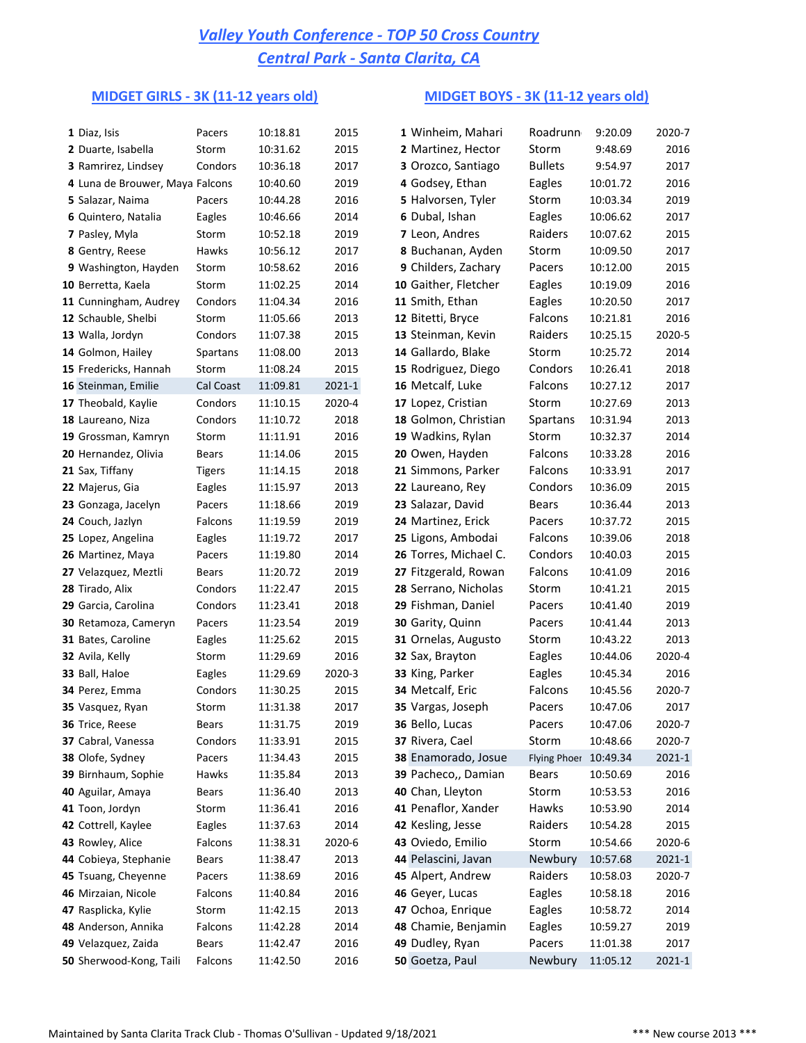# Valley Youth Conference - TOP 50 Cross Country

## Central Park - Santa Clarita, CA

### MIDGET GIRLS - 3K (11-12 years old)

| # | Name | Team | Time | Year |
|---|---|---|---|---|
| 1 | Diaz, Isis | Pacers | 10:18.81 | 2015 |
| 2 | Duarte, Isabella | Storm | 10:31.62 | 2015 |
| 3 | Ramrirez, Lindsey | Condors | 10:36.18 | 2017 |
| 4 | Luna de Brouwer, Maya | Falcons | 10:40.60 | 2019 |
| 5 | Salazar, Naima | Pacers | 10:44.28 | 2016 |
| 6 | Quintero, Natalia | Eagles | 10:46.66 | 2014 |
| 7 | Pasley, Myla | Storm | 10:52.18 | 2019 |
| 8 | Gentry, Reese | Hawks | 10:56.12 | 2017 |
| 9 | Washington, Hayden | Storm | 10:58.62 | 2016 |
| 10 | Berretta, Kaela | Storm | 11:02.25 | 2014 |
| 11 | Cunningham, Audrey | Condors | 11:04.34 | 2016 |
| 12 | Schauble, Shelbi | Storm | 11:05.66 | 2013 |
| 13 | Walla, Jordyn | Condors | 11:07.38 | 2015 |
| 14 | Golmon, Hailey | Spartans | 11:08.00 | 2013 |
| 15 | Fredericks, Hannah | Storm | 11:08.24 | 2015 |
| 16 | Steinman, Emilie | Cal Coast | 11:09.81 | 2021-1 |
| 17 | Theobald, Kaylie | Condors | 11:10.15 | 2020-4 |
| 18 | Laureano, Niza | Condors | 11:10.72 | 2018 |
| 19 | Grossman, Kamryn | Storm | 11:11.91 | 2016 |
| 20 | Hernandez, Olivia | Bears | 11:14.06 | 2015 |
| 21 | Sax, Tiffany | Tigers | 11:14.15 | 2018 |
| 22 | Majerus, Gia | Eagles | 11:15.97 | 2013 |
| 23 | Gonzaga, Jacelyn | Pacers | 11:18.66 | 2019 |
| 24 | Couch, Jazlyn | Falcons | 11:19.59 | 2019 |
| 25 | Lopez, Angelina | Eagles | 11:19.72 | 2017 |
| 26 | Martinez, Maya | Pacers | 11:19.80 | 2014 |
| 27 | Velazquez, Meztli | Bears | 11:20.72 | 2019 |
| 28 | Tirado, Alix | Condors | 11:22.47 | 2015 |
| 29 | Garcia, Carolina | Condors | 11:23.41 | 2018 |
| 30 | Retamoza, Cameryn | Pacers | 11:23.54 | 2019 |
| 31 | Bates, Caroline | Eagles | 11:25.62 | 2015 |
| 32 | Avila, Kelly | Storm | 11:29.69 | 2016 |
| 33 | Ball, Haloe | Eagles | 11:29.69 | 2020-3 |
| 34 | Perez, Emma | Condors | 11:30.25 | 2015 |
| 35 | Vasquez, Ryan | Storm | 11:31.38 | 2017 |
| 36 | Trice, Reese | Bears | 11:31.75 | 2019 |
| 37 | Cabral, Vanessa | Condors | 11:33.91 | 2015 |
| 38 | Olofe, Sydney | Pacers | 11:34.43 | 2015 |
| 39 | Birnhaum, Sophie | Hawks | 11:35.84 | 2013 |
| 40 | Aguilar, Amaya | Bears | 11:36.40 | 2013 |
| 41 | Toon, Jordyn | Storm | 11:36.41 | 2016 |
| 42 | Cottrell, Kaylee | Eagles | 11:37.63 | 2014 |
| 43 | Rowley, Alice | Falcons | 11:38.31 | 2020-6 |
| 44 | Cobieya, Stephanie | Bears | 11:38.47 | 2013 |
| 45 | Tsuang, Cheyenne | Pacers | 11:38.69 | 2016 |
| 46 | Mirzaian, Nicole | Falcons | 11:40.84 | 2016 |
| 47 | Rasplicka, Kylie | Storm | 11:42.15 | 2013 |
| 48 | Anderson, Annika | Falcons | 11:42.28 | 2014 |
| 49 | Velazquez, Zaida | Bears | 11:42.47 | 2016 |
| 50 | Sherwood-Kong, Taili | Falcons | 11:42.50 | 2016 |

### MIDGET BOYS - 3K (11-12 years old)

| # | Name | Team | Time | Year |
|---|---|---|---|---|
| 1 | Winheim, Mahari | Roadrunn | 9:20.09 | 2020-7 |
| 2 | Martinez, Hector | Storm | 9:48.69 | 2016 |
| 3 | Orozco, Santiago | Bullets | 9:54.97 | 2017 |
| 4 | Godsey, Ethan | Eagles | 10:01.72 | 2016 |
| 5 | Halvorsen, Tyler | Storm | 10:03.34 | 2019 |
| 6 | Dubal, Ishan | Eagles | 10:06.62 | 2017 |
| 7 | Leon, Andres | Raiders | 10:07.62 | 2015 |
| 8 | Buchanan, Ayden | Storm | 10:09.50 | 2017 |
| 9 | Childers, Zachary | Pacers | 10:12.00 | 2015 |
| 10 | Gaither, Fletcher | Eagles | 10:19.09 | 2016 |
| 11 | Smith, Ethan | Eagles | 10:20.50 | 2017 |
| 12 | Bitetti, Bryce | Falcons | 10:21.81 | 2016 |
| 13 | Steinman, Kevin | Raiders | 10:25.15 | 2020-5 |
| 14 | Gallardo, Blake | Storm | 10:25.72 | 2014 |
| 15 | Rodriguez, Diego | Condors | 10:26.41 | 2018 |
| 16 | Metcalf, Luke | Falcons | 10:27.12 | 2017 |
| 17 | Lopez, Cristian | Storm | 10:27.69 | 2013 |
| 18 | Golmon, Christian | Spartans | 10:31.94 | 2013 |
| 19 | Wadkins, Rylan | Storm | 10:32.37 | 2014 |
| 20 | Owen, Hayden | Falcons | 10:33.28 | 2016 |
| 21 | Simmons, Parker | Falcons | 10:33.91 | 2017 |
| 22 | Laureano, Rey | Condors | 10:36.09 | 2015 |
| 23 | Salazar, David | Bears | 10:36.44 | 2013 |
| 24 | Martinez, Erick | Pacers | 10:37.72 | 2015 |
| 25 | Ligons, Ambodai | Falcons | 10:39.06 | 2018 |
| 26 | Torres, Michael C. | Condors | 10:40.03 | 2015 |
| 27 | Fitzgerald, Rowan | Falcons | 10:41.09 | 2016 |
| 28 | Serrano, Nicholas | Storm | 10:41.21 | 2015 |
| 29 | Fishman, Daniel | Pacers | 10:41.40 | 2019 |
| 30 | Garity, Quinn | Pacers | 10:41.44 | 2013 |
| 31 | Ornelas, Augusto | Storm | 10:43.22 | 2013 |
| 32 | Sax, Brayton | Eagles | 10:44.06 | 2020-4 |
| 33 | King, Parker | Eagles | 10:45.34 | 2016 |
| 34 | Metcalf, Eric | Falcons | 10:45.56 | 2020-7 |
| 35 | Vargas, Joseph | Pacers | 10:47.06 | 2017 |
| 36 | Bello, Lucas | Pacers | 10:47.06 | 2020-7 |
| 37 | Rivera, Cael | Storm | 10:48.66 | 2020-7 |
| 38 | Enamorado, Josue | Flying Phoer | 10:49.34 | 2021-1 |
| 39 | Pacheco,, Damian | Bears | 10:50.69 | 2016 |
| 40 | Chan, Lleyton | Storm | 10:53.53 | 2016 |
| 41 | Penaflor, Xander | Hawks | 10:53.90 | 2014 |
| 42 | Kesling, Jesse | Raiders | 10:54.28 | 2015 |
| 43 | Oviedo, Emilio | Storm | 10:54.66 | 2020-6 |
| 44 | Pelascini, Javan | Newbury | 10:57.68 | 2021-1 |
| 45 | Alpert, Andrew | Raiders | 10:58.03 | 2020-7 |
| 46 | Geyer, Lucas | Eagles | 10:58.18 | 2016 |
| 47 | Ochoa, Enrique | Eagles | 10:58.72 | 2014 |
| 48 | Chamie, Benjamin | Eagles | 10:59.27 | 2019 |
| 49 | Dudley, Ryan | Pacers | 11:01.38 | 2017 |
| 50 | Goetza, Paul | Newbury | 11:05.12 | 2021-1 |

Maintained by Santa Clarita Track Club - Thomas O'Sullivan - Updated 9/18/2021

*** New course 2013 ***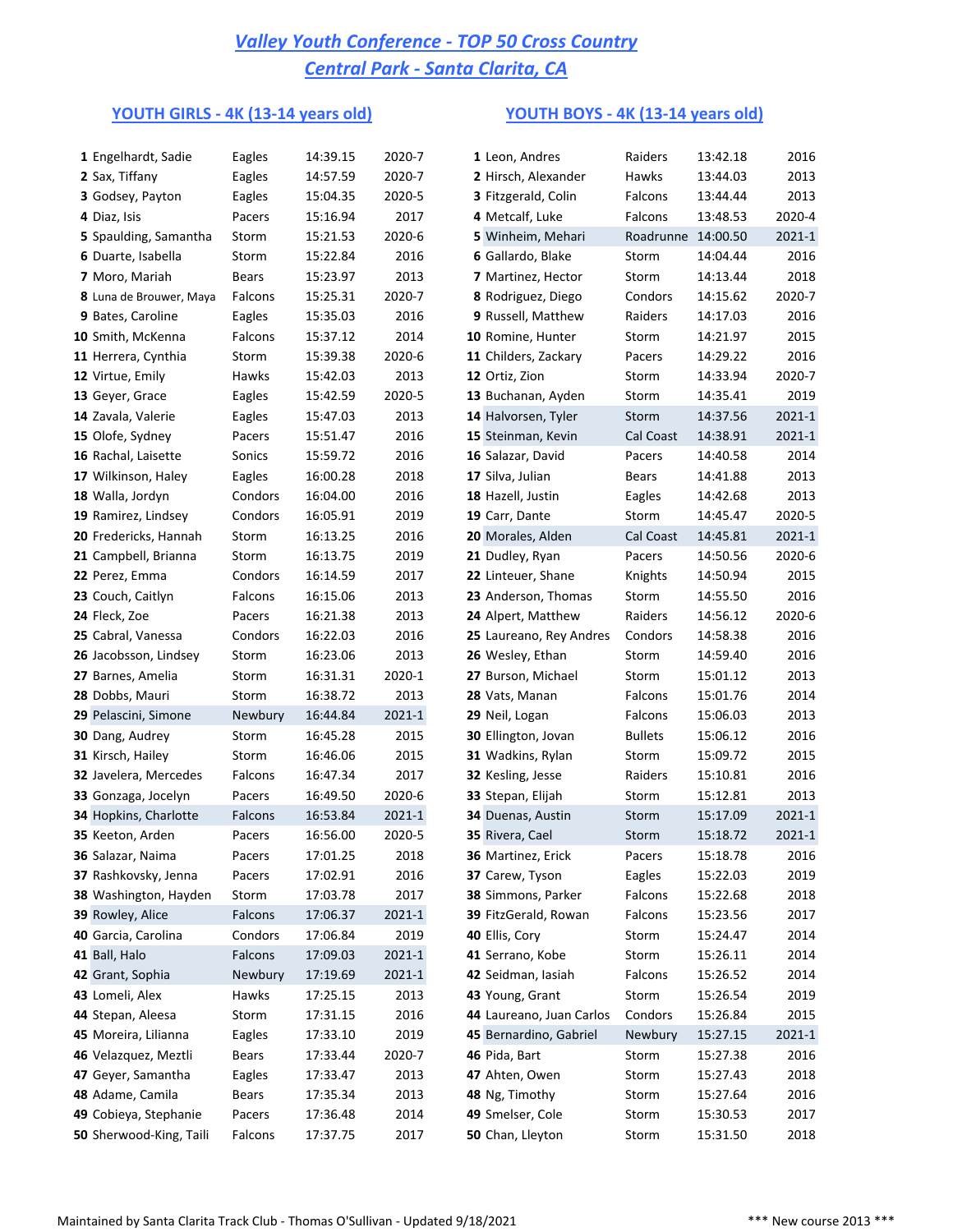# Valley Youth Conference - TOP 50 Cross Country

## Central Park - Santa Clarita, CA

### YOUTH GIRLS - 4K (13-14 years old)

| # | Name | Team | Time | Year |
|---|---|---|---|---|
| 1 | Engelhardt, Sadie | Eagles | 14:39.15 | 2020-7 |
| 2 | Sax, Tiffany | Eagles | 14:57.59 | 2020-7 |
| 3 | Godsey, Payton | Eagles | 15:04.35 | 2020-5 |
| 4 | Diaz, Isis | Pacers | 15:16.94 | 2017 |
| 5 | Spaulding, Samantha | Storm | 15:21.53 | 2020-6 |
| 6 | Duarte, Isabella | Storm | 15:22.84 | 2016 |
| 7 | Moro, Mariah | Bears | 15:23.97 | 2013 |
| 8 | Luna de Brouwer, Maya | Falcons | 15:25.31 | 2020-7 |
| 9 | Bates, Caroline | Eagles | 15:35.03 | 2016 |
| 10 | Smith, McKenna | Falcons | 15:37.12 | 2014 |
| 11 | Herrera, Cynthia | Storm | 15:39.38 | 2020-6 |
| 12 | Virtue, Emily | Hawks | 15:42.03 | 2013 |
| 13 | Geyer, Grace | Eagles | 15:42.59 | 2020-5 |
| 14 | Zavala, Valerie | Eagles | 15:47.03 | 2013 |
| 15 | Olofe, Sydney | Pacers | 15:51.47 | 2016 |
| 16 | Rachal, Laisette | Sonics | 15:59.72 | 2016 |
| 17 | Wilkinson, Haley | Eagles | 16:00.28 | 2018 |
| 18 | Walla, Jordyn | Condors | 16:04.00 | 2016 |
| 19 | Ramirez, Lindsey | Condors | 16:05.91 | 2019 |
| 20 | Fredericks, Hannah | Storm | 16:13.25 | 2016 |
| 21 | Campbell, Brianna | Storm | 16:13.75 | 2019 |
| 22 | Perez, Emma | Condors | 16:14.59 | 2017 |
| 23 | Couch, Caitlyn | Falcons | 16:15.06 | 2013 |
| 24 | Fleck, Zoe | Pacers | 16:21.38 | 2013 |
| 25 | Cabral, Vanessa | Condors | 16:22.03 | 2016 |
| 26 | Jacobsson, Lindsey | Storm | 16:23.06 | 2013 |
| 27 | Barnes, Amelia | Storm | 16:31.31 | 2020-1 |
| 28 | Dobbs, Mauri | Storm | 16:38.72 | 2013 |
| 29 | Pelascini, Simone | Newbury | 16:44.84 | 2021-1 |
| 30 | Dang, Audrey | Storm | 16:45.28 | 2015 |
| 31 | Kirsch, Hailey | Storm | 16:46.06 | 2015 |
| 32 | Javelera, Mercedes | Falcons | 16:47.34 | 2017 |
| 33 | Gonzaga, Jocelyn | Pacers | 16:49.50 | 2020-6 |
| 34 | Hopkins, Charlotte | Falcons | 16:53.84 | 2021-1 |
| 35 | Keeton, Arden | Pacers | 16:56.00 | 2020-5 |
| 36 | Salazar, Naima | Pacers | 17:01.25 | 2018 |
| 37 | Rashkovsky, Jenna | Pacers | 17:02.91 | 2016 |
| 38 | Washington, Hayden | Storm | 17:03.78 | 2017 |
| 39 | Rowley, Alice | Falcons | 17:06.37 | 2021-1 |
| 40 | Garcia, Carolina | Condors | 17:06.84 | 2019 |
| 41 | Ball, Halo | Falcons | 17:09.03 | 2021-1 |
| 42 | Grant, Sophia | Newbury | 17:19.69 | 2021-1 |
| 43 | Lomeli, Alex | Hawks | 17:25.15 | 2013 |
| 44 | Stepan, Aleesa | Storm | 17:31.15 | 2016 |
| 45 | Moreira, Lilianna | Eagles | 17:33.10 | 2019 |
| 46 | Velazquez, Meztli | Bears | 17:33.44 | 2020-7 |
| 47 | Geyer, Samantha | Eagles | 17:33.47 | 2013 |
| 48 | Adame, Camila | Bears | 17:35.34 | 2013 |
| 49 | Cobieya, Stephanie | Pacers | 17:36.48 | 2014 |
| 50 | Sherwood-King, Taili | Falcons | 17:37.75 | 2017 |

### YOUTH BOYS - 4K (13-14 years old)

| # | Name | Team | Time | Year |
|---|---|---|---|---|
| 1 | Leon, Andres | Raiders | 13:42.18 | 2016 |
| 2 | Hirsch, Alexander | Hawks | 13:44.03 | 2013 |
| 3 | Fitzgerald, Colin | Falcons | 13:44.44 | 2013 |
| 4 | Metcalf, Luke | Falcons | 13:48.53 | 2020-4 |
| 5 | Winheim, Mehari | Roadrunne | 14:00.50 | 2021-1 |
| 6 | Gallardo, Blake | Storm | 14:04.44 | 2016 |
| 7 | Martinez, Hector | Storm | 14:13.44 | 2018 |
| 8 | Rodriguez, Diego | Condors | 14:15.62 | 2020-7 |
| 9 | Russell, Matthew | Raiders | 14:17.03 | 2016 |
| 10 | Romine, Hunter | Storm | 14:21.97 | 2015 |
| 11 | Childers, Zackary | Pacers | 14:29.22 | 2016 |
| 12 | Ortiz, Zion | Storm | 14:33.94 | 2020-7 |
| 13 | Buchanan, Ayden | Storm | 14:35.41 | 2019 |
| 14 | Halvorsen, Tyler | Storm | 14:37.56 | 2021-1 |
| 15 | Steinman, Kevin | Cal Coast | 14:38.91 | 2021-1 |
| 16 | Salazar, David | Pacers | 14:40.58 | 2014 |
| 17 | Silva, Julian | Bears | 14:41.88 | 2013 |
| 18 | Hazell, Justin | Eagles | 14:42.68 | 2013 |
| 19 | Carr, Dante | Storm | 14:45.47 | 2020-5 |
| 20 | Morales, Alden | Cal Coast | 14:45.81 | 2021-1 |
| 21 | Dudley, Ryan | Pacers | 14:50.56 | 2020-6 |
| 22 | Linteuer, Shane | Knights | 14:50.94 | 2015 |
| 23 | Anderson, Thomas | Storm | 14:55.50 | 2016 |
| 24 | Alpert, Matthew | Raiders | 14:56.12 | 2020-6 |
| 25 | Laureano, Rey Andres | Condors | 14:58.38 | 2016 |
| 26 | Wesley, Ethan | Storm | 14:59.40 | 2016 |
| 27 | Burson, Michael | Storm | 15:01.12 | 2013 |
| 28 | Vats, Manan | Falcons | 15:01.76 | 2014 |
| 29 | Neil, Logan | Falcons | 15:06.03 | 2013 |
| 30 | Ellington, Jovan | Bullets | 15:06.12 | 2016 |
| 31 | Wadkins, Rylan | Storm | 15:09.72 | 2015 |
| 32 | Kesling, Jesse | Raiders | 15:10.81 | 2016 |
| 33 | Stepan, Elijah | Storm | 15:12.81 | 2013 |
| 34 | Duenas, Austin | Storm | 15:17.09 | 2021-1 |
| 35 | Rivera, Cael | Storm | 15:18.72 | 2021-1 |
| 36 | Martinez, Erick | Pacers | 15:18.78 | 2016 |
| 37 | Carew, Tyson | Eagles | 15:22.03 | 2019 |
| 38 | Simmons, Parker | Falcons | 15:22.68 | 2018 |
| 39 | FitzGerald, Rowan | Falcons | 15:23.56 | 2017 |
| 40 | Ellis, Cory | Storm | 15:24.47 | 2014 |
| 41 | Serrano, Kobe | Storm | 15:26.11 | 2014 |
| 42 | Seidman, Iasiah | Falcons | 15:26.52 | 2014 |
| 43 | Young, Grant | Storm | 15:26.54 | 2019 |
| 44 | Laureano, Juan Carlos | Condors | 15:26.84 | 2015 |
| 45 | Bernardino, Gabriel | Newbury | 15:27.15 | 2021-1 |
| 46 | Pida, Bart | Storm | 15:27.38 | 2016 |
| 47 | Ahten, Owen | Storm | 15:27.43 | 2018 |
| 48 | Ng, Timothy | Storm | 15:27.64 | 2016 |
| 49 | Smelser, Cole | Storm | 15:30.53 | 2017 |
| 50 | Chan, Lleyton | Storm | 15:31.50 | 2018 |

Maintained by Santa Clarita Track Club - Thomas O'Sullivan - Updated 9/18/2021

*** New course 2013 ***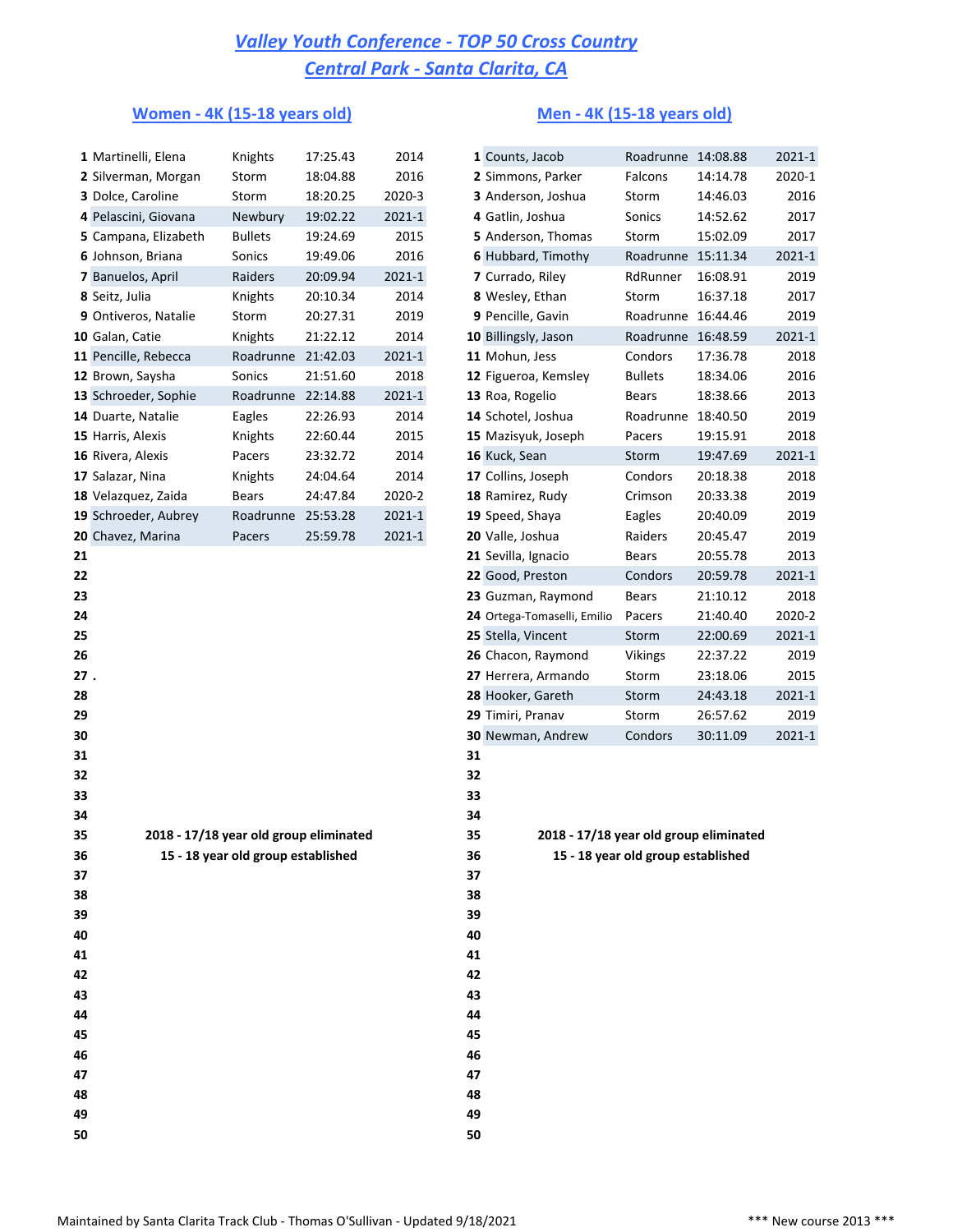# Valley Youth Conference - TOP 50 Cross Country

## Central Park - Santa Clarita, CA

### Women - 4K (15-18 years old)

| # | Name | Team | Time | Year |
|---|---|---|---|---|
| 1 | Martinelli, Elena | Knights | 17:25.43 | 2014 |
| 2 | Silverman, Morgan | Storm | 18:04.88 | 2016 |
| 3 | Dolce, Caroline | Storm | 18:20.25 | 2020-3 |
| 4 | Pelascini, Giovana | Newbury | 19:02.22 | 2021-1 |
| 5 | Campana, Elizabeth | Bullets | 19:24.69 | 2015 |
| 6 | Johnson, Briana | Sonics | 19:49.06 | 2016 |
| 7 | Banuelos, April | Raiders | 20:09.94 | 2021-1 |
| 8 | Seitz, Julia | Knights | 20:10.34 | 2014 |
| 9 | Ontiveros, Natalie | Storm | 20:27.31 | 2019 |
| 10 | Galan, Catie | Knights | 21:22.12 | 2014 |
| 11 | Pencille, Rebecca | Roadrunne | 21:42.03 | 2021-1 |
| 12 | Brown, Saysha | Sonics | 21:51.60 | 2018 |
| 13 | Schroeder, Sophie | Roadrunne | 22:14.88 | 2021-1 |
| 14 | Duarte, Natalie | Eagles | 22:26.93 | 2014 |
| 15 | Harris, Alexis | Knights | 22:60.44 | 2015 |
| 16 | Rivera, Alexis | Pacers | 23:32.72 | 2014 |
| 17 | Salazar, Nina | Knights | 24:04.64 | 2014 |
| 18 | Velazquez, Zaida | Bears | 24:47.84 | 2020-2 |
| 19 | Schroeder, Aubrey | Roadrunne | 25:53.28 | 2021-1 |
| 20 | Chavez, Marina | Pacers | 25:59.78 | 2021-1 |
| 21 | | | | |
| 22 | | | | |
| 23 | | | | |
| 24 | | | | |
| 25 | | | | |
| 26 | | | | |
| 27 | . | | | |
| 28 | | | | |
| 29 | | | | |
| 30 | | | | |
| 31 | | | | |
| 32 | | | | |
| 33 | | | | |
| 34 | | | | |
| 35 | **2018 - 17/18 year old group eliminated** | | | |
| 36 | **15 - 18 year old group established** | | | |
| 37 | | | | |
| 38 | | | | |
| 39 | | | | |
| 40 | | | | |
| 41 | | | | |
| 42 | | | | |
| 43 | | | | |
| 44 | | | | |
| 45 | | | | |
| 46 | | | | |
| 47 | | | | |
| 48 | | | | |
| 49 | | | | |
| 50 | | | | |

### Men - 4K (15-18 years old)

| # | Name | Team | Time | Year |
|---|---|---|---|---|
| 1 | Counts, Jacob | Roadrunne | 14:08.88 | 2021-1 |
| 2 | Simmons, Parker | Falcons | 14:14.78 | 2020-1 |
| 3 | Anderson, Joshua | Storm | 14:46.03 | 2016 |
| 4 | Gatlin, Joshua | Sonics | 14:52.62 | 2017 |
| 5 | Anderson, Thomas | Storm | 15:02.09 | 2017 |
| 6 | Hubbard, Timothy | Roadrunne | 15:11.34 | 2021-1 |
| 7 | Currado, Riley | RdRunner | 16:08.91 | 2019 |
| 8 | Wesley, Ethan | Storm | 16:37.18 | 2017 |
| 9 | Pencille, Gavin | Roadrunne | 16:44.46 | 2019 |
| 10 | Billingsly, Jason | Roadrunne | 16:48.59 | 2021-1 |
| 11 | Mohun, Jess | Condors | 17:36.78 | 2018 |
| 12 | Figueroa, Kemsley | Bullets | 18:34.06 | 2016 |
| 13 | Roa, Rogelio | Bears | 18:38.66 | 2013 |
| 14 | Schotel, Joshua | Roadrunne | 18:40.50 | 2019 |
| 15 | Mazisyuk, Joseph | Pacers | 19:15.91 | 2018 |
| 16 | Kuck, Sean | Storm | 19:47.69 | 2021-1 |
| 17 | Collins, Joseph | Condors | 20:18.38 | 2018 |
| 18 | Ramirez, Rudy | Crimson | 20:33.38 | 2019 |
| 19 | Speed, Shaya | Eagles | 20:40.09 | 2019 |
| 20 | Valle, Joshua | Raiders | 20:45.47 | 2019 |
| 21 | Sevilla, Ignacio | Bears | 20:55.78 | 2013 |
| 22 | Good, Preston | Condors | 20:59.78 | 2021-1 |
| 23 | Guzman, Raymond | Bears | 21:10.12 | 2018 |
| 24 | Ortega-Tomaselli, Emilio | Pacers | 21:40.40 | 2020-2 |
| 25 | Stella, Vincent | Storm | 22:00.69 | 2021-1 |
| 26 | Chacon, Raymond | Vikings | 22:37.22 | 2019 |
| 27 | Herrera, Armando | Storm | 23:18.06 | 2015 |
| 28 | Hooker, Gareth | Storm | 24:43.18 | 2021-1 |
| 29 | Timiri, Pranav | Storm | 26:57.62 | 2019 |
| 30 | Newman, Andrew | Condors | 30:11.09 | 2021-1 |
| 31 | | | | |
| 32 | | | | |
| 33 | | | | |
| 34 | | | | |
| 35 | **2018 - 17/18 year old group eliminated** | | | |
| 36 | **15 - 18 year old group established** | | | |
| 37 | | | | |
| 38 | | | | |
| 39 | | | | |
| 40 | | | | |
| 41 | | | | |
| 42 | | | | |
| 43 | | | | |
| 44 | | | | |
| 45 | | | | |
| 46 | | | | |
| 47 | | | | |
| 48 | | | | |
| 49 | | | | |
| 50 | | | | |

Maintained by Santa Clarita Track Club - Thomas O'Sullivan - Updated 9/18/2021

*** New course 2013 ***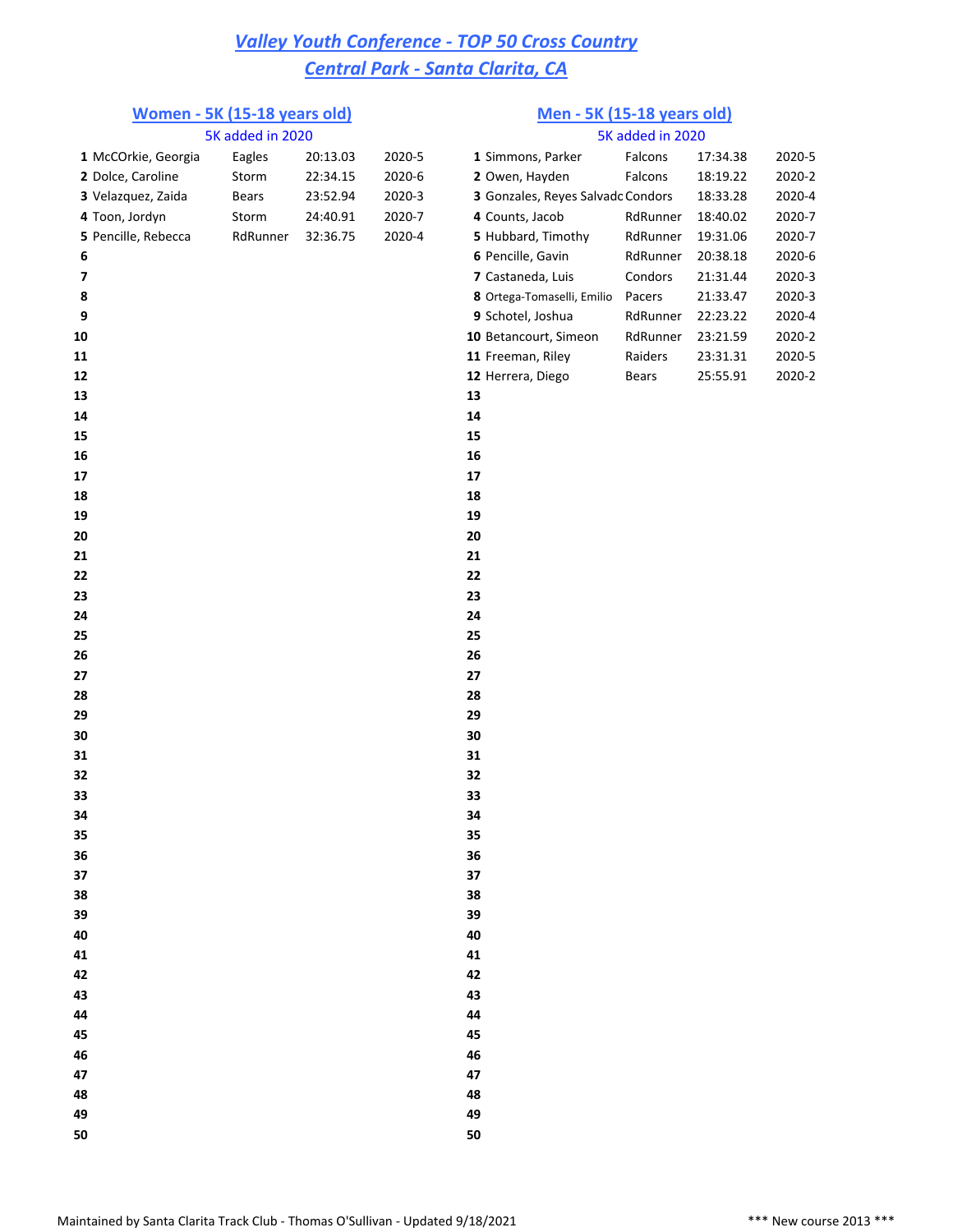# Valley Youth Conference - TOP 50 Cross Country
# Central Park - Santa Clarita, CA

## Women - 5K (15-18 years old)

5K added in 2020

| # | Name | Team | Time | Date |
|---|---|---|---|---|
| 1 | McCOrkie, Georgia | Eagles | 20:13.03 | 2020-5 |
| 2 | Dolce, Caroline | Storm | 22:34.15 | 2020-6 |
| 3 | Velazquez, Zaida | Bears | 23:52.94 | 2020-3 |
| 4 | Toon, Jordyn | Storm | 24:40.91 | 2020-7 |
| 5 | Pencille, Rebecca | RdRunner | 32:36.75 | 2020-4 |
| 6 | | | | |
| 7 | | | | |
| 8 | | | | |
| 9 | | | | |
| 10 | | | | |
| 11 | | | | |
| 12 | | | | |
| 13 | | | | |
| 14 | | | | |
| 15 | | | | |
| 16 | | | | |
| 17 | | | | |
| 18 | | | | |
| 19 | | | | |
| 20 | | | | |
| 21 | | | | |
| 22 | | | | |
| 23 | | | | |
| 24 | | | | |
| 25 | | | | |
| 26 | | | | |
| 27 | | | | |
| 28 | | | | |
| 29 | | | | |
| 30 | | | | |
| 31 | | | | |
| 32 | | | | |
| 33 | | | | |
| 34 | | | | |
| 35 | | | | |
| 36 | | | | |
| 37 | | | | |
| 38 | | | | |
| 39 | | | | |
| 40 | | | | |
| 41 | | | | |
| 42 | | | | |
| 43 | | | | |
| 44 | | | | |
| 45 | | | | |
| 46 | | | | |
| 47 | | | | |
| 48 | | | | |
| 49 | | | | |
| 50 | | | | |

## Men - 5K (15-18 years old)

5K added in 2020

| # | Name | Team | Time | Date |
|---|---|---|---|---|
| 1 | Simmons, Parker | Falcons | 17:34.38 | 2020-5 |
| 2 | Owen, Hayden | Falcons | 18:19.22 | 2020-2 |
| 3 | Gonzales, Reyes Salvadc | Condors | 18:33.28 | 2020-4 |
| 4 | Counts, Jacob | RdRunner | 18:40.02 | 2020-7 |
| 5 | Hubbard, Timothy | RdRunner | 19:31.06 | 2020-7 |
| 6 | Pencille, Gavin | RdRunner | 20:38.18 | 2020-6 |
| 7 | Castaneda, Luis | Condors | 21:31.44 | 2020-3 |
| 8 | Ortega-Tomaselli, Emilio | Pacers | 21:33.47 | 2020-3 |
| 9 | Schotel, Joshua | RdRunner | 22:23.22 | 2020-4 |
| 10 | Betancourt, Simeon | RdRunner | 23:21.59 | 2020-2 |
| 11 | Freeman, Riley | Raiders | 23:31.31 | 2020-5 |
| 12 | Herrera, Diego | Bears | 25:55.91 | 2020-2 |
| 13 | | | | |
| 14 | | | | |
| 15 | | | | |
| 16 | | | | |
| 17 | | | | |
| 18 | | | | |
| 19 | | | | |
| 20 | | | | |
| 21 | | | | |
| 22 | | | | |
| 23 | | | | |
| 24 | | | | |
| 25 | | | | |
| 26 | | | | |
| 27 | | | | |
| 28 | | | | |
| 29 | | | | |
| 30 | | | | |
| 31 | | | | |
| 32 | | | | |
| 33 | | | | |
| 34 | | | | |
| 35 | | | | |
| 36 | | | | |
| 37 | | | | |
| 38 | | | | |
| 39 | | | | |
| 40 | | | | |
| 41 | | | | |
| 42 | | | | |
| 43 | | | | |
| 44 | | | | |
| 45 | | | | |
| 46 | | | | |
| 47 | | | | |
| 48 | | | | |
| 49 | | | | |
| 50 | | | | |

Maintained by Santa Clarita Track Club - Thomas O'Sullivan - Updated 9/18/2021

*** New course 2013 ***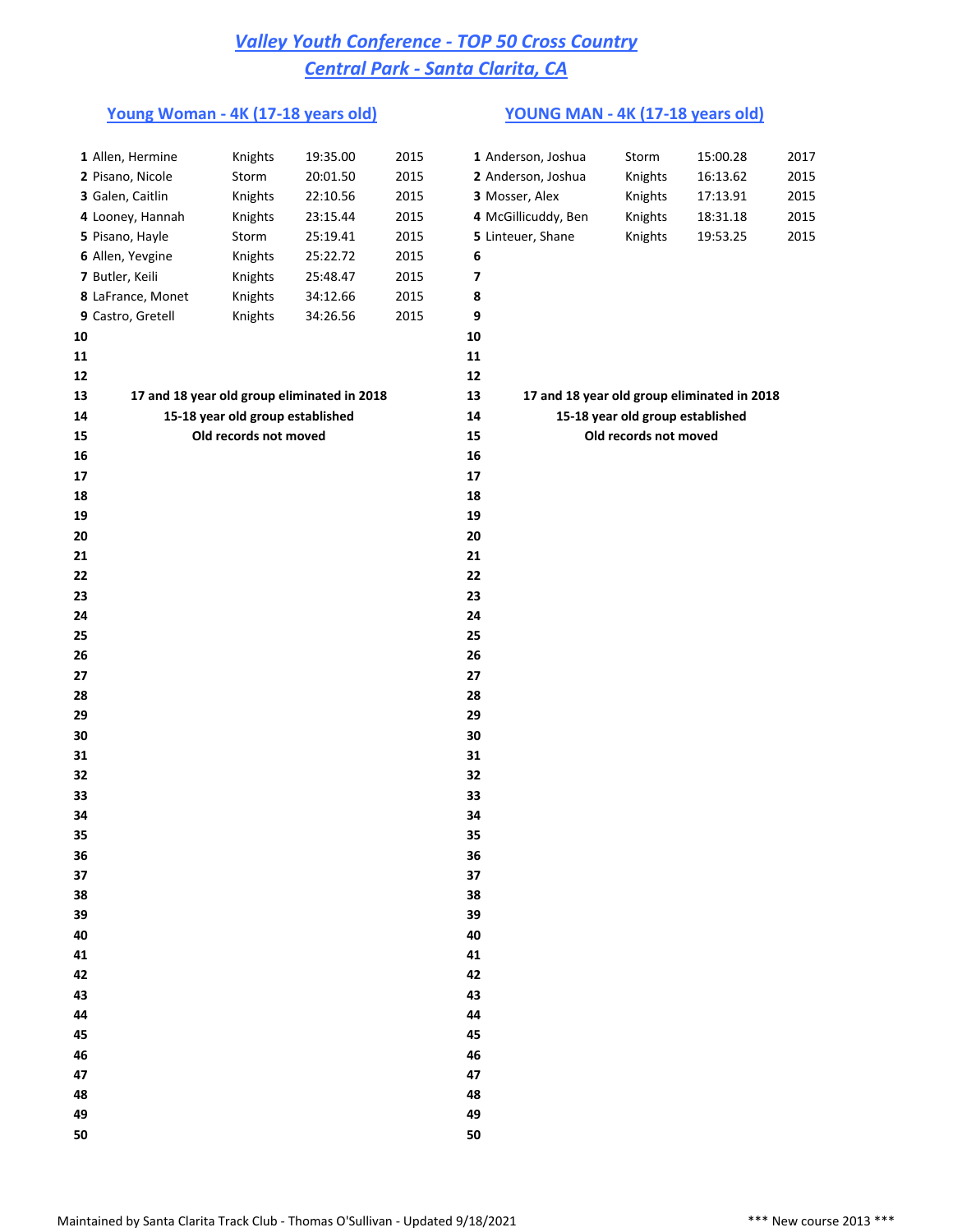# Valley Youth Conference - TOP 50 Cross Country
# Central Park - Santa Clarita, CA

## Young Woman - 4K (17-18 years old)

| | | | | |
|---|---|---|---|---|
| 1 | Allen, Hermine | Knights | 19:35.00 | 2015 |
| 2 | Pisano, Nicole | Storm | 20:01.50 | 2015 |
| 3 | Galen, Caitlin | Knights | 22:10.56 | 2015 |
| 4 | Looney, Hannah | Knights | 23:15.44 | 2015 |
| 5 | Pisano, Hayle | Storm | 25:19.41 | 2015 |
| 6 | Allen, Yevgine | Knights | 25:22.72 | 2015 |
| 7 | Butler, Keili | Knights | 25:48.47 | 2015 |
| 8 | LaFrance, Monet | Knights | 34:12.66 | 2015 |
| 9 | Castro, Gretell | Knights | 34:26.56 | 2015 |
| 10 | | | | |
| 11 | | | | |
| 12 | | | | |
| 13 | 17 and 18 year old group eliminated in 2018 | | | |
| 14 | 15-18 year old group established | | | |
| 15 | Old records not moved | | | |
| 16 | | | | |
| 17 | | | | |
| 18 | | | | |
| 19 | | | | |
| 20 | | | | |
| 21 | | | | |
| 22 | | | | |
| 23 | | | | |
| 24 | | | | |
| 25 | | | | |
| 26 | | | | |
| 27 | | | | |
| 28 | | | | |
| 29 | | | | |
| 30 | | | | |
| 31 | | | | |
| 32 | | | | |
| 33 | | | | |
| 34 | | | | |
| 35 | | | | |
| 36 | | | | |
| 37 | | | | |
| 38 | | | | |
| 39 | | | | |
| 40 | | | | |
| 41 | | | | |
| 42 | | | | |
| 43 | | | | |
| 44 | | | | |
| 45 | | | | |
| 46 | | | | |
| 47 | | | | |
| 48 | | | | |
| 49 | | | | |
| 50 | | | | |

## YOUNG MAN - 4K (17-18 years old)

| | | | | |
|---|---|---|---|---|
| 1 | Anderson, Joshua | Storm | 15:00.28 | 2017 |
| 2 | Anderson, Joshua | Knights | 16:13.62 | 2015 |
| 3 | Mosser, Alex | Knights | 17:13.91 | 2015 |
| 4 | McGillicuddy, Ben | Knights | 18:31.18 | 2015 |
| 5 | Linteuer, Shane | Knights | 19:53.25 | 2015 |
| 6 | | | | |
| 7 | | | | |
| 8 | | | | |
| 9 | | | | |
| 10 | | | | |
| 11 | | | | |
| 12 | | | | |
| 13 | 17 and 18 year old group eliminated in 2018 | | | |
| 14 | 15-18 year old group established | | | |
| 15 | Old records not moved | | | |
| 16 | | | | |
| 17 | | | | |
| 18 | | | | |
| 19 | | | | |
| 20 | | | | |
| 21 | | | | |
| 22 | | | | |
| 23 | | | | |
| 24 | | | | |
| 25 | | | | |
| 26 | | | | |
| 27 | | | | |
| 28 | | | | |
| 29 | | | | |
| 30 | | | | |
| 31 | | | | |
| 32 | | | | |
| 33 | | | | |
| 34 | | | | |
| 35 | | | | |
| 36 | | | | |
| 37 | | | | |
| 38 | | | | |
| 39 | | | | |
| 40 | | | | |
| 41 | | | | |
| 42 | | | | |
| 43 | | | | |
| 44 | | | | |
| 45 | | | | |
| 46 | | | | |
| 47 | | | | |
| 48 | | | | |
| 49 | | | | |
| 50 | | | | |

Maintained by Santa Clarita Track Club - Thomas O'Sullivan - Updated 9/18/2021

*** New course 2013 ***